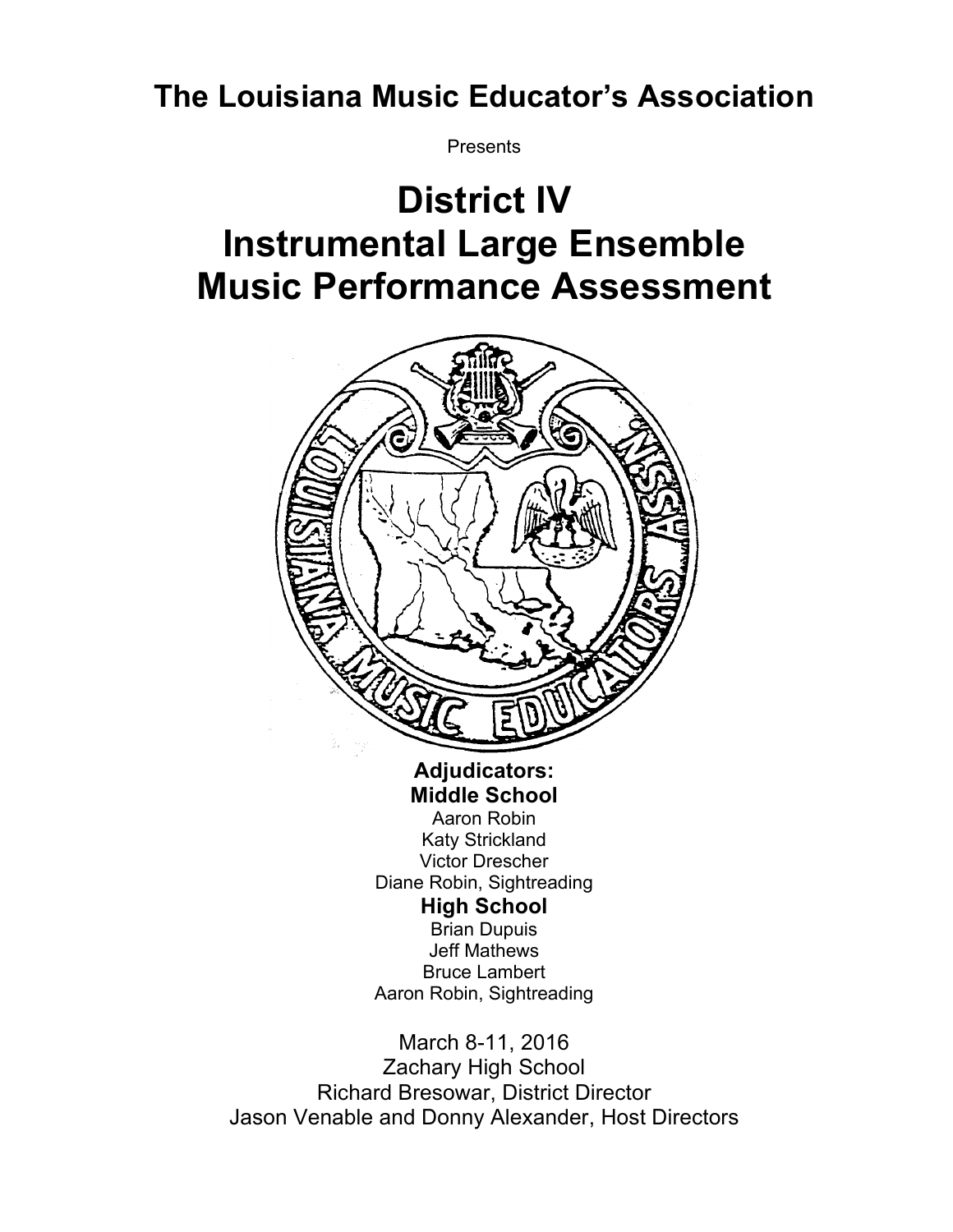# The Louisiana Music Educator's Association

Presents

# District IV
# Instrumental Large Ensemble
# Music Performance Assessment

**Adjudicators:**

**Middle School**

Aaron Robin
Katy Strickland
Victor Drescher
Diane Robin, Sightreading

**High School**

Brian Dupuis
Jeff Mathews
Bruce Lambert
Aaron Robin, Sightreading

March 8-11, 2016
Zachary High School
Richard Bresowar, District Director
Jason Venable and Donny Alexander, Host Directors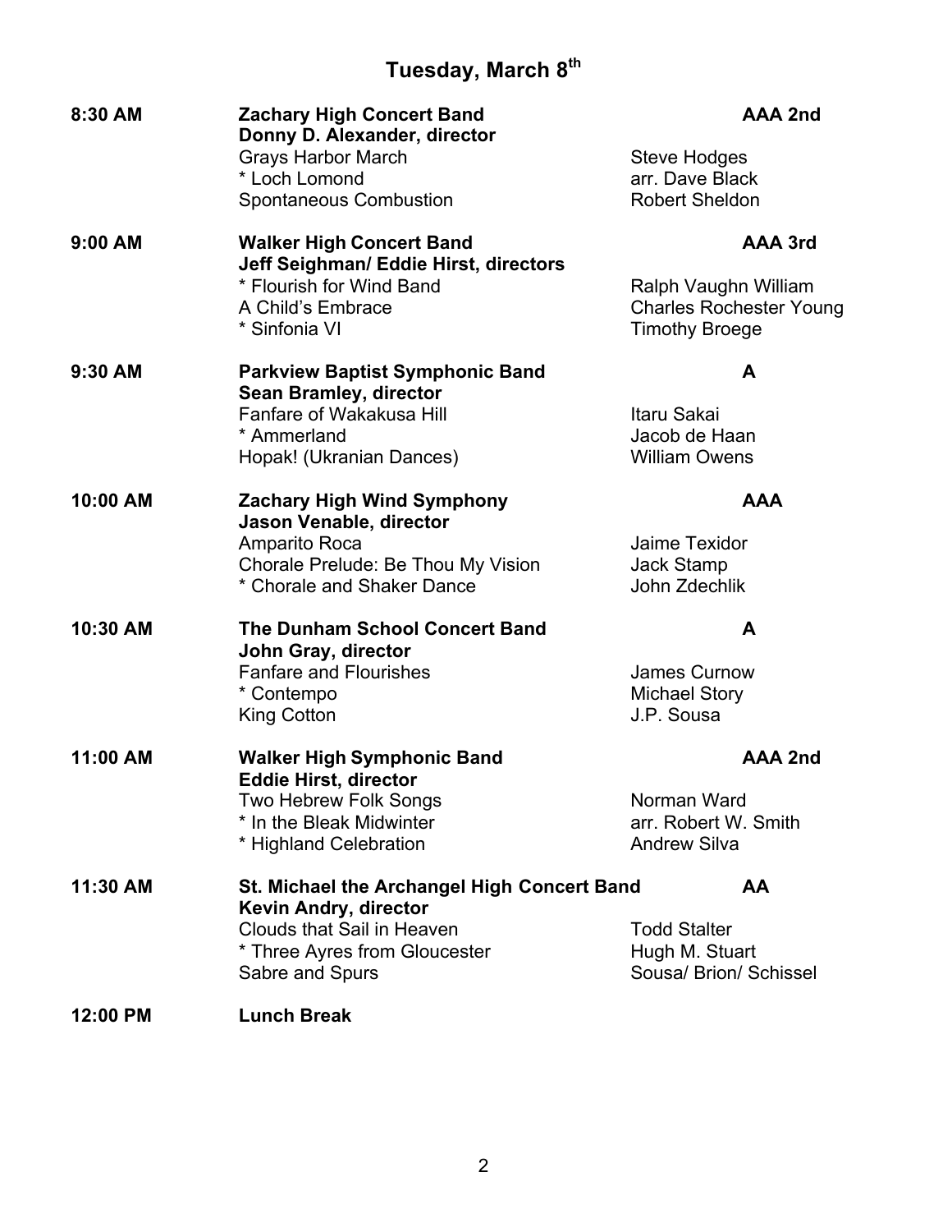## Tuesday, March 8th

**8:30 AM** — **Zachary High Concert Band** — **AAA 2nd**
**Donny D. Alexander, director**

| Piece | Composer |
|---|---|
| Grays Harbor March | Steve Hodges |
| * Loch Lomond | arr. Dave Black |
| Spontaneous Combustion | Robert Sheldon |

**9:00 AM** — **Walker High Concert Band** — **AAA 3rd**
**Jeff Seighman/ Eddie Hirst, directors**

| Piece | Composer |
|---|---|
| * Flourish for Wind Band | Ralph Vaughn William |
| A Child's Embrace | Charles Rochester Young |
| * Sinfonia VI | Timothy Broege |

**9:30 AM** — **Parkview Baptist Symphonic Band** — **A**
**Sean Bramley, director**

| Piece | Composer |
|---|---|
| Fanfare of Wakakusa Hill | Itaru Sakai |
| * Ammerland | Jacob de Haan |
| Hopak! (Ukranian Dances) | William Owens |

**10:00 AM** — **Zachary High Wind Symphony** — **AAA**
**Jason Venable, director**

| Piece | Composer |
|---|---|
| Amparito Roca | Jaime Texidor |
| Chorale Prelude: Be Thou My Vision | Jack Stamp |
| * Chorale and Shaker Dance | John Zdechlik |

**10:30 AM** — **The Dunham School Concert Band** — **A**
**John Gray, director**

| Piece | Composer |
|---|---|
| Fanfare and Flourishes | James Curnow |
| * Contempo | Michael Story |
| King Cotton | J.P. Sousa |

**11:00 AM** — **Walker High Symphonic Band** — **AAA 2nd**
**Eddie Hirst, director**

| Piece | Composer |
|---|---|
| Two Hebrew Folk Songs | Norman Ward |
| * In the Bleak Midwinter | arr. Robert W. Smith |
| * Highland Celebration | Andrew Silva |

**11:30 AM** — **St. Michael the Archangel High Concert Band** — **AA**
**Kevin Andry, director**

| Piece | Composer |
|---|---|
| Clouds that Sail in Heaven | Todd Stalter |
| * Three Ayres from Gloucester | Hugh M. Stuart |
| Sabre and Spurs | Sousa/ Brion/ Schissel |

**12:00 PM** — **Lunch Break**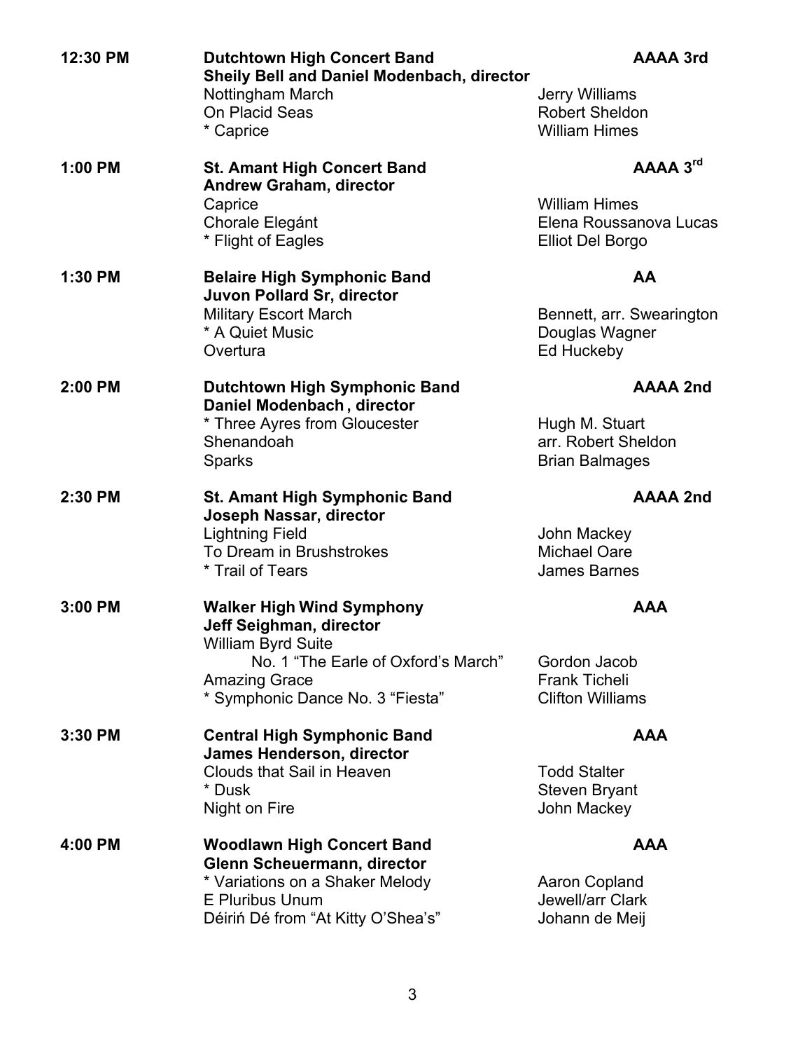**12:30 PM** — **Dutchtown High Concert Band** — **AAAA 3rd**
**Sheily Bell and Daniel Modenbach, director**

| | |
|---|---|
| Nottingham March | Jerry Williams |
| On Placid Seas | Robert Sheldon |
| * Caprice | William Himes |

**1:00 PM** — **St. Amant High Concert Band** — **AAAA 3rd**
**Andrew Graham, director**

| | |
|---|---|
| Caprice | William Himes |
| Chorale Elegánt | Elena Roussanova Lucas |
| * Flight of Eagles | Elliot Del Borgo |

**1:30 PM** — **Belaire High Symphonic Band** — **AA**
**Juvon Pollard Sr, director**

| | |
|---|---|
| Military Escort March | Bennett, arr. Swearington |
| * A Quiet Music | Douglas Wagner |
| Overtura | Ed Huckeby |

**2:00 PM** — **Dutchtown High Symphonic Band** — **AAAA 2nd**
**Daniel Modenbach, director**

| | |
|---|---|
| * Three Ayres from Gloucester | Hugh M. Stuart |
| Shenandoah | arr. Robert Sheldon |
| Sparks | Brian Balmages |

**2:30 PM** — **St. Amant High Symphonic Band** — **AAAA 2nd**
**Joseph Nassar, director**

| | |
|---|---|
| Lightning Field | John Mackey |
| To Dream in Brushstrokes | Michael Oare |
| * Trail of Tears | James Barnes |

**3:00 PM** — **Walker High Wind Symphony** — **AAA**
**Jeff Seighman, director**

| | |
|---|---|
| William Byrd Suite<br>No. 1 "The Earle of Oxford's March" | Gordon Jacob |
| Amazing Grace | Frank Ticheli |
| * Symphonic Dance No. 3 "Fiesta" | Clifton Williams |

**3:30 PM** — **Central High Symphonic Band** — **AAA**
**James Henderson, director**

| | |
|---|---|
| Clouds that Sail in Heaven | Todd Stalter |
| * Dusk | Steven Bryant |
| Night on Fire | John Mackey |

**4:00 PM** — **Woodlawn High Concert Band** — **AAA**
**Glenn Scheuermann, director**

| | |
|---|---|
| * Variations on a Shaker Melody | Aaron Copland |
| E Pluribus Unum | Jewell/arr Clark |
| Déiriń Dé from "At Kitty O'Shea's" | Johann de Meij |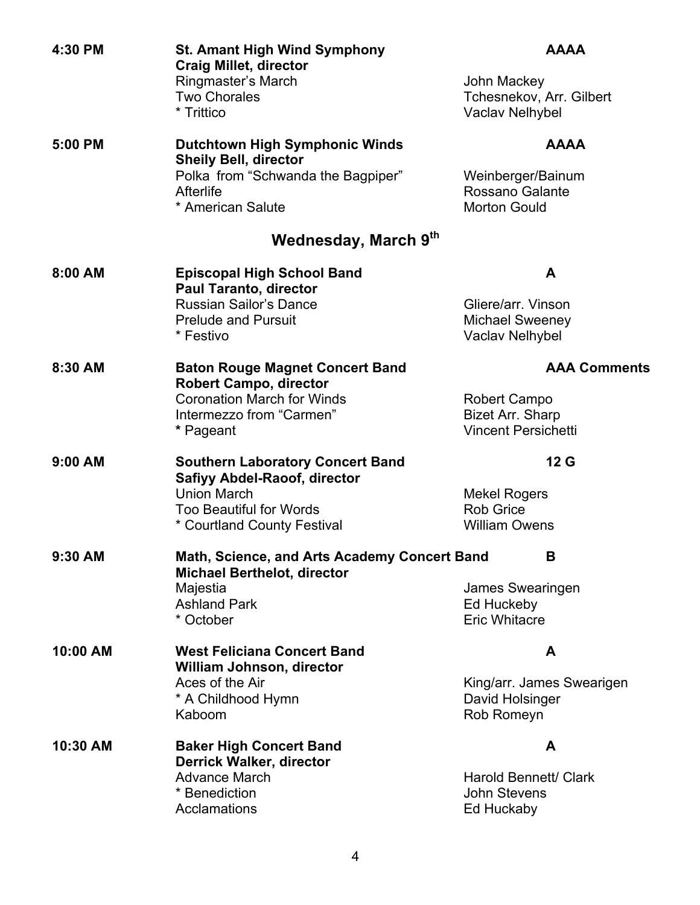**4:30 PM** — **St. Amant High Wind Symphony** — **AAAA**
**Craig Millet, director**

| | |
|---|---|
| Ringmaster's March | John Mackey |
| Two Chorales | Tchesnekov, Arr. Gilbert |
| * Trittico | Vaclav Nelhybel |

**5:00 PM** — **Dutchtown High Symphonic Winds** — **AAAA**
**Sheily Bell, director**

| | |
|---|---|
| Polka from "Schwanda the Bagpiper" | Weinberger/Bainum |
| Afterlife | Rossano Galante |
| * American Salute | Morton Gould |

## Wednesday, March 9th

**8:00 AM** — **Episcopal High School Band** — **A**
**Paul Taranto, director**

| | |
|---|---|
| Russian Sailor's Dance | Gliere/arr. Vinson |
| Prelude and Pursuit | Michael Sweeney |
| * Festivo | Vaclav Nelhybel |

**8:30 AM** — **Baton Rouge Magnet Concert Band** — **AAA Comments**
**Robert Campo, director**

| | |
|---|---|
| Coronation March for Winds | Robert Campo |
| Intermezzo from "Carmen" | Bizet Arr. Sharp |
| * Pageant | Vincent Persichetti |

**9:00 AM** — **Southern Laboratory Concert Band** — **12 G**
**Safiyy Abdel-Raoof, director**

| | |
|---|---|
| Union March | Mekel Rogers |
| Too Beautiful for Words | Rob Grice |
| * Courtland County Festival | William Owens |

**9:30 AM** — **Math, Science, and Arts Academy Concert Band** — **B**
**Michael Berthelot, director**

| | |
|---|---|
| Majestia | James Swearingen |
| Ashland Park | Ed Huckeby |
| * October | Eric Whitacre |

**10:00 AM** — **West Feliciana Concert Band** — **A**
**William Johnson, director**

| | |
|---|---|
| Aces of the Air | King/arr. James Swearigen |
| * A Childhood Hymn | David Holsinger |
| Kaboom | Rob Romeyn |

**10:30 AM** — **Baker High Concert Band** — **A**
**Derrick Walker, director**

| | |
|---|---|
| Advance March | Harold Bennett/ Clark |
| * Benediction | John Stevens |
| Acclamations | Ed Huckaby |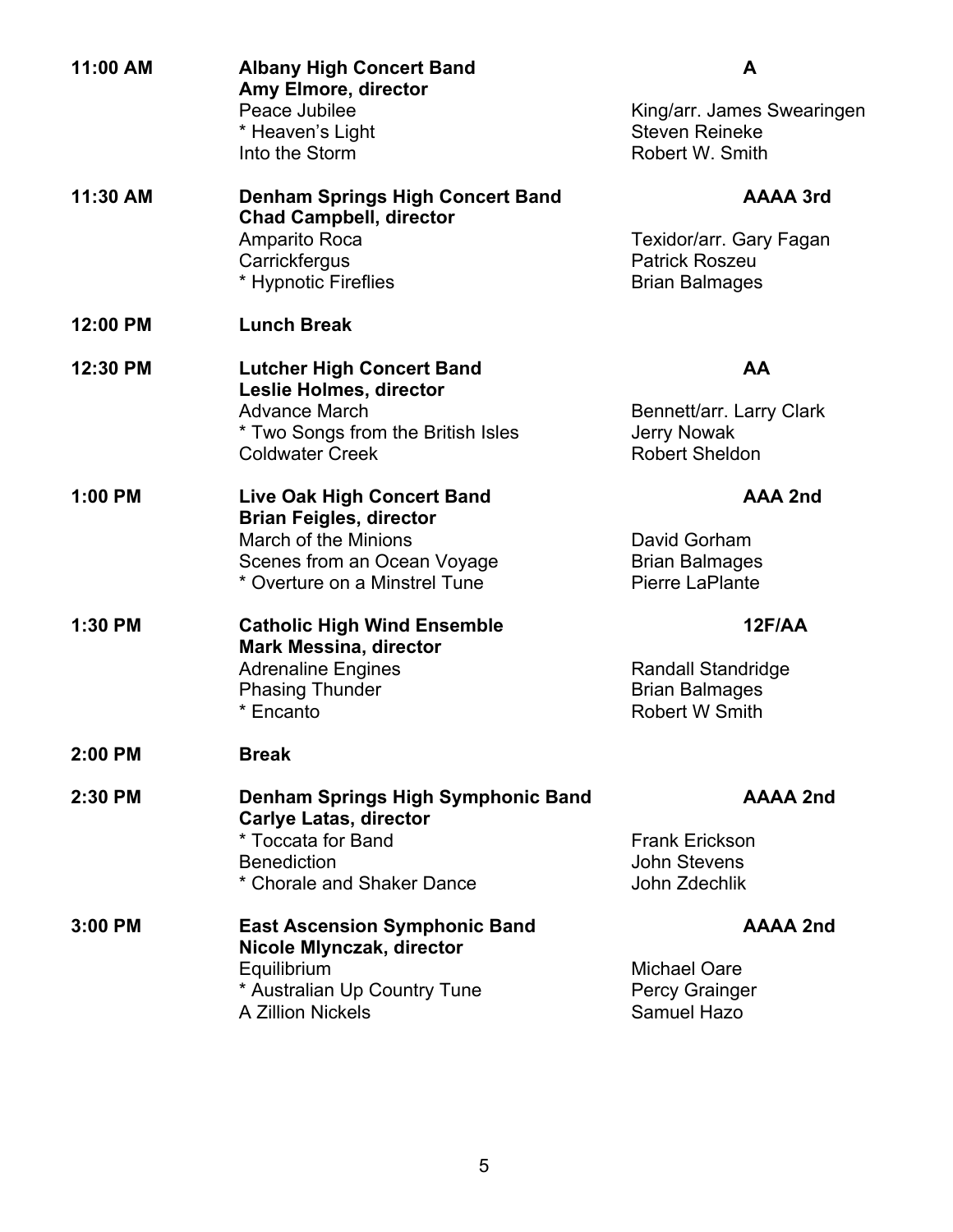**11:00 AM** — **Albany High Concert Band** — **A**
**Amy Elmore, director**

| Piece | Composer |
| --- | --- |
| Peace Jubilee | King/arr. James Swearingen |
| * Heaven's Light | Steven Reineke |
| Into the Storm | Robert W. Smith |

**11:30 AM** — **Denham Springs High Concert Band** — **AAAA 3rd**
**Chad Campbell, director**

| Piece | Composer |
| --- | --- |
| Amparito Roca | Texidor/arr. Gary Fagan |
| Carrickfergus | Patrick Roszeu |
| * Hypnotic Fireflies | Brian Balmages |

**12:00 PM** — **Lunch Break**

**12:30 PM** — **Lutcher High Concert Band** — **AA**
**Leslie Holmes, director**

| Piece | Composer |
| --- | --- |
| Advance March | Bennett/arr. Larry Clark |
| * Two Songs from the British Isles | Jerry Nowak |
| Coldwater Creek | Robert Sheldon |

**1:00 PM** — **Live Oak High Concert Band** — **AAA 2nd**
**Brian Feigles, director**

| Piece | Composer |
| --- | --- |
| March of the Minions | David Gorham |
| Scenes from an Ocean Voyage | Brian Balmages |
| * Overture on a Minstrel Tune | Pierre LaPlante |

**1:30 PM** — **Catholic High Wind Ensemble** — **12F/AA**
**Mark Messina, director**

| Piece | Composer |
| --- | --- |
| Adrenaline Engines | Randall Standridge |
| Phasing Thunder | Brian Balmages |
| * Encanto | Robert W Smith |

**2:00 PM** — **Break**

**2:30 PM** — **Denham Springs High Symphonic Band** — **AAAA 2nd**
**Carlye Latas, director**

| Piece | Composer |
| --- | --- |
| * Toccata for Band | Frank Erickson |
| Benediction | John Stevens |
| * Chorale and Shaker Dance | John Zdechlik |

**3:00 PM** — **East Ascension Symphonic Band** — **AAAA 2nd**
**Nicole Mlynczak, director**

| Piece | Composer |
| --- | --- |
| Equilibrium | Michael Oare |
| * Australian Up Country Tune | Percy Grainger |
| A Zillion Nickels | Samuel Hazo |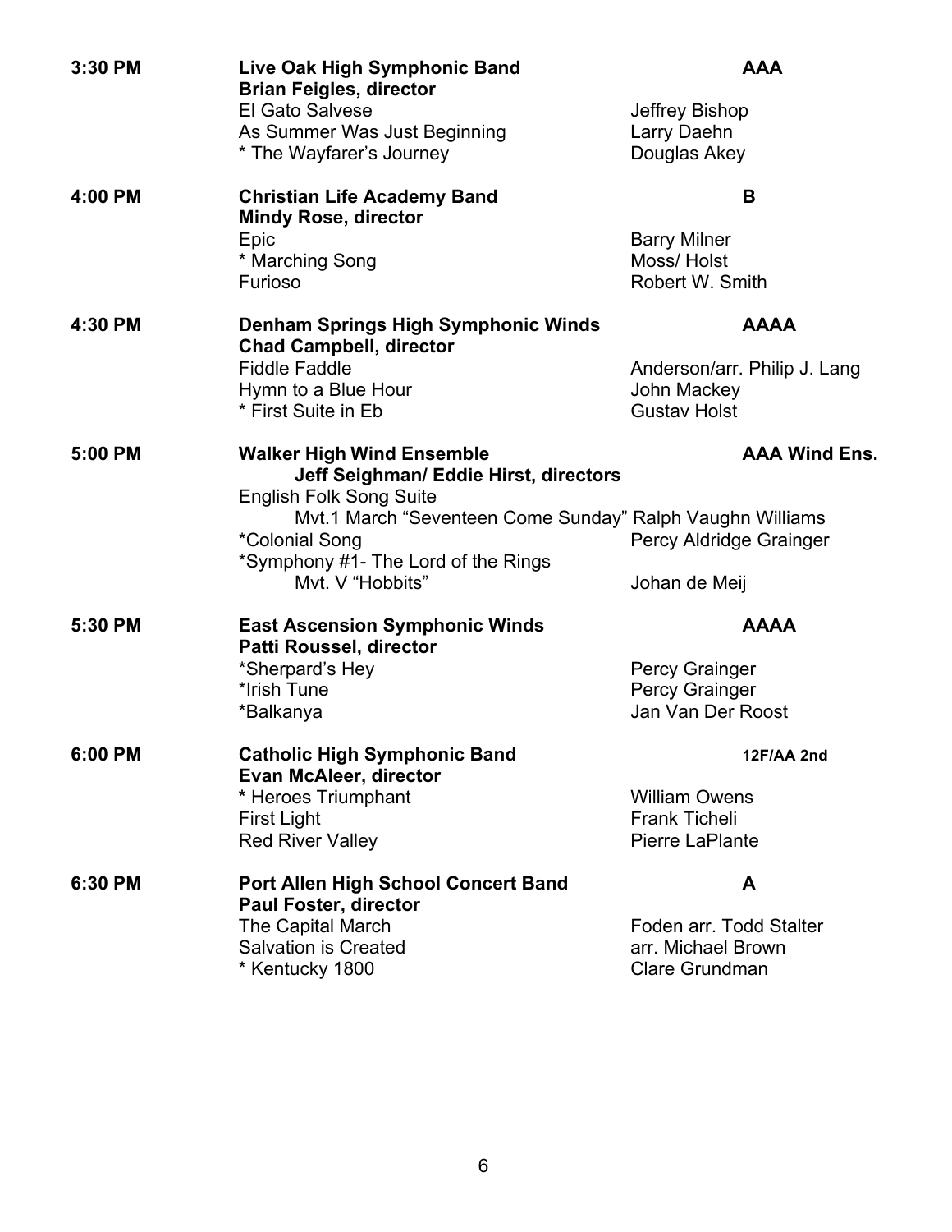**3:30 PM** — **Live Oak High Symphonic Band** — **AAA**
**Brian Feigles, director**

| Piece | Composer |
|---|---|
| El Gato Salvese | Jeffrey Bishop |
| As Summer Was Just Beginning | Larry Daehn |
| * The Wayfarer's Journey | Douglas Akey |

**4:00 PM** — **Christian Life Academy Band** — **B**
**Mindy Rose, director**

| Piece | Composer |
|---|---|
| Epic | Barry Milner |
| * Marching Song | Moss/ Holst |
| Furioso | Robert W. Smith |

**4:30 PM** — **Denham Springs High Symphonic Winds** — **AAAA**
**Chad Campbell, director**

| Piece | Composer |
|---|---|
| Fiddle Faddle | Anderson/arr. Philip J. Lang |
| Hymn to a Blue Hour | John Mackey |
| * First Suite in Eb | Gustav Holst |

**5:00 PM** — **Walker High Wind Ensemble** — **AAA Wind Ens.**
**Jeff Seighman/ Eddie Hirst, directors**

| Piece | Composer |
|---|---|
| English Folk Song Suite<br>Mvt.1 March "Seventeen Come Sunday" | Ralph Vaughn Williams |
| *Colonial Song | Percy Aldridge Grainger |
| *Symphony #1- The Lord of the Rings<br>Mvt. V "Hobbits" | Johan de Meij |

**5:30 PM** — **East Ascension Symphonic Winds** — **AAAA**
**Patti Roussel, director**

| Piece | Composer |
|---|---|
| *Sherpard's Hey | Percy Grainger |
| *Irish Tune | Percy Grainger |
| *Balkanya | Jan Van Der Roost |

**6:00 PM** — **Catholic High Symphonic Band** — **12F/AA 2nd**
**Evan McAleer, director**

| Piece | Composer |
|---|---|
| * Heroes Triumphant | William Owens |
| First Light | Frank Ticheli |
| Red River Valley | Pierre LaPlante |

**6:30 PM** — **Port Allen High School Concert Band** — **A**
**Paul Foster, director**

| Piece | Composer |
|---|---|
| The Capital March | Foden arr. Todd Stalter |
| Salvation is Created | arr. Michael Brown |
| * Kentucky 1800 | Clare Grundman |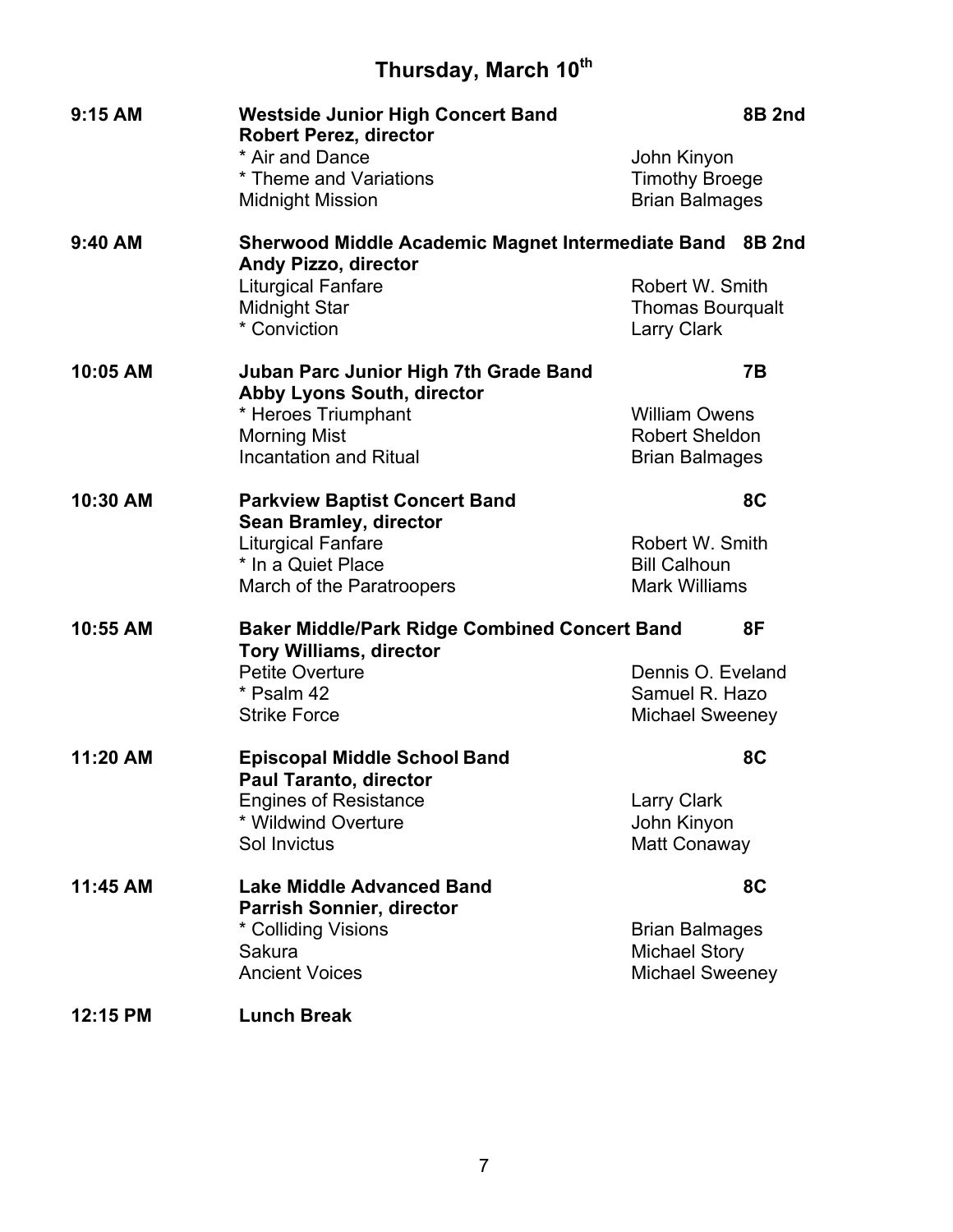# Thursday, March 10th

**9:15 AM** — **Westside Junior High Concert Band** — **8B 2nd**
**Robert Perez, director**

| Piece | Composer |
|---|---|
| * Air and Dance | John Kinyon |
| * Theme and Variations | Timothy Broege |
| Midnight Mission | Brian Balmages |

**9:40 AM** — **Sherwood Middle Academic Magnet Intermediate Band** — **8B 2nd**
**Andy Pizzo, director**

| Piece | Composer |
|---|---|
| Liturgical Fanfare | Robert W. Smith |
| Midnight Star | Thomas Bourqualt |
| * Conviction | Larry Clark |

**10:05 AM** — **Juban Parc Junior High 7th Grade Band** — **7B**
**Abby Lyons South, director**

| Piece | Composer |
|---|---|
| * Heroes Triumphant | William Owens |
| Morning Mist | Robert Sheldon |
| Incantation and Ritual | Brian Balmages |

**10:30 AM** — **Parkview Baptist Concert Band** — **8C**
**Sean Bramley, director**

| Piece | Composer |
|---|---|
| Liturgical Fanfare | Robert W. Smith |
| * In a Quiet Place | Bill Calhoun |
| March of the Paratroopers | Mark Williams |

**10:55 AM** — **Baker Middle/Park Ridge Combined Concert Band** — **8F**
**Tory Williams, director**

| Piece | Composer |
|---|---|
| Petite Overture | Dennis O. Eveland |
| * Psalm 42 | Samuel R. Hazo |
| Strike Force | Michael Sweeney |

**11:20 AM** — **Episcopal Middle School Band** — **8C**
**Paul Taranto, director**

| Piece | Composer |
|---|---|
| Engines of Resistance | Larry Clark |
| * Wildwind Overture | John Kinyon |
| Sol Invictus | Matt Conaway |

**11:45 AM** — **Lake Middle Advanced Band** — **8C**
**Parrish Sonnier, director**

| Piece | Composer |
|---|---|
| * Colliding Visions | Brian Balmages |
| Sakura | Michael Story |
| Ancient Voices | Michael Sweeney |

**12:15 PM** — **Lunch Break**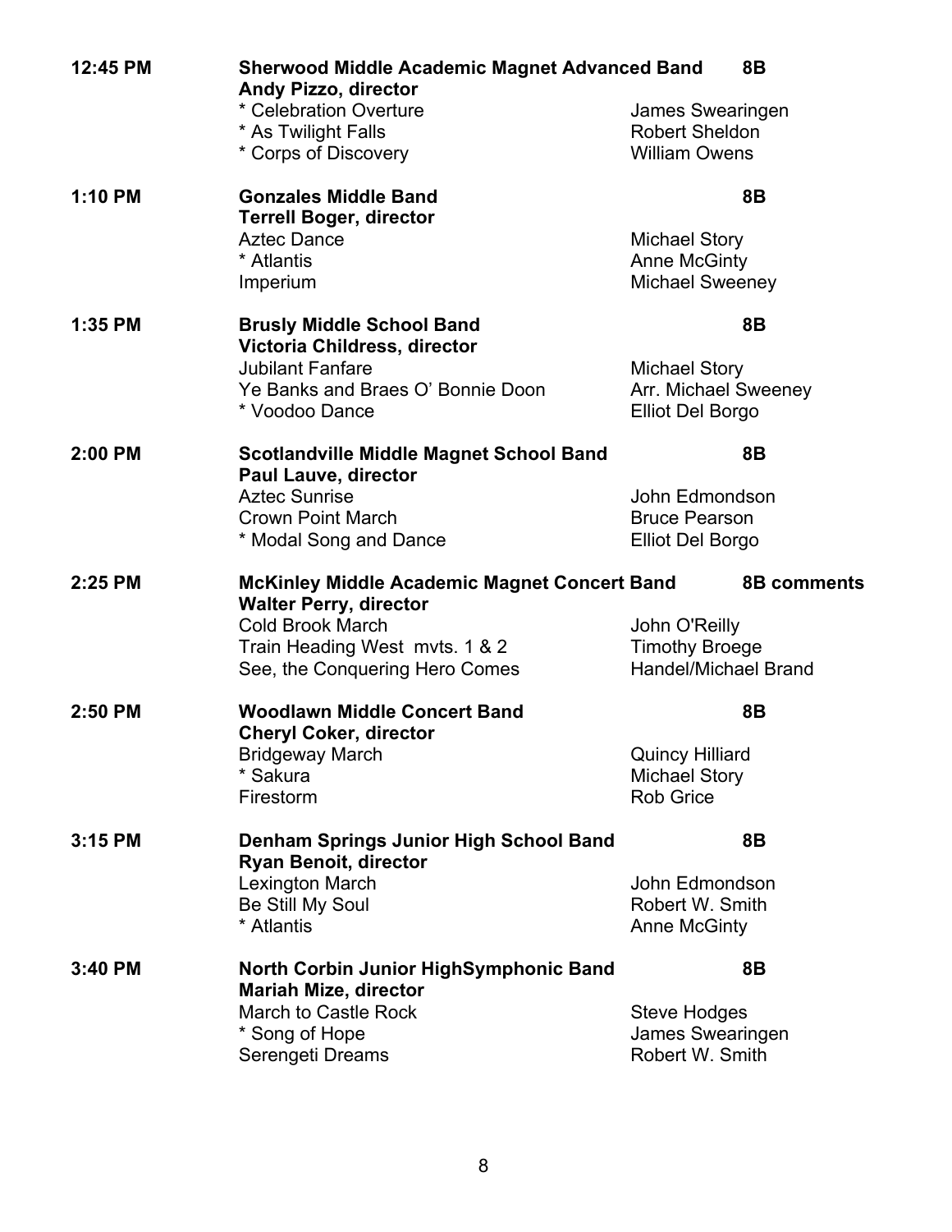**12:45 PM** — **Sherwood Middle Academic Magnet Advanced Band** — **8B**
**Andy Pizzo, director**

| | |
|---|---|
| * Celebration Overture | James Swearingen |
| * As Twilight Falls | Robert Sheldon |
| * Corps of Discovery | William Owens |

**1:10 PM** — **Gonzales Middle Band** — **8B**
**Terrell Boger, director**

| | |
|---|---|
| Aztec Dance | Michael Story |
| * Atlantis | Anne McGinty |
| Imperium | Michael Sweeney |

**1:35 PM** — **Brusly Middle School Band** — **8B**
**Victoria Childress, director**

| | |
|---|---|
| Jubilant Fanfare | Michael Story |
| Ye Banks and Braes O' Bonnie Doon | Arr. Michael Sweeney |
| * Voodoo Dance | Elliot Del Borgo |

**2:00 PM** — **Scotlandville Middle Magnet School Band** — **8B**
**Paul Lauve, director**

| | |
|---|---|
| Aztec Sunrise | John Edmondson |
| Crown Point March | Bruce Pearson |
| * Modal Song and Dance | Elliot Del Borgo |

**2:25 PM** — **McKinley Middle Academic Magnet Concert Band** — **8B comments**
**Walter Perry, director**

| | |
|---|---|
| Cold Brook March | John O'Reilly |
| Train Heading West mvts. 1 & 2 | Timothy Broege |
| See, the Conquering Hero Comes | Handel/Michael Brand |

**2:50 PM** — **Woodlawn Middle Concert Band** — **8B**
**Cheryl Coker, director**

| | |
|---|---|
| Bridgeway March | Quincy Hilliard |
| * Sakura | Michael Story |
| Firestorm | Rob Grice |

**3:15 PM** — **Denham Springs Junior High School Band** — **8B**
**Ryan Benoit, director**

| | |
|---|---|
| Lexington March | John Edmondson |
| Be Still My Soul | Robert W. Smith |
| * Atlantis | Anne McGinty |

**3:40 PM** — **North Corbin Junior HighSymphonic Band** — **8B**
**Mariah Mize, director**

| | |
|---|---|
| March to Castle Rock | Steve Hodges |
| * Song of Hope | James Swearingen |
| Serengeti Dreams | Robert W. Smith |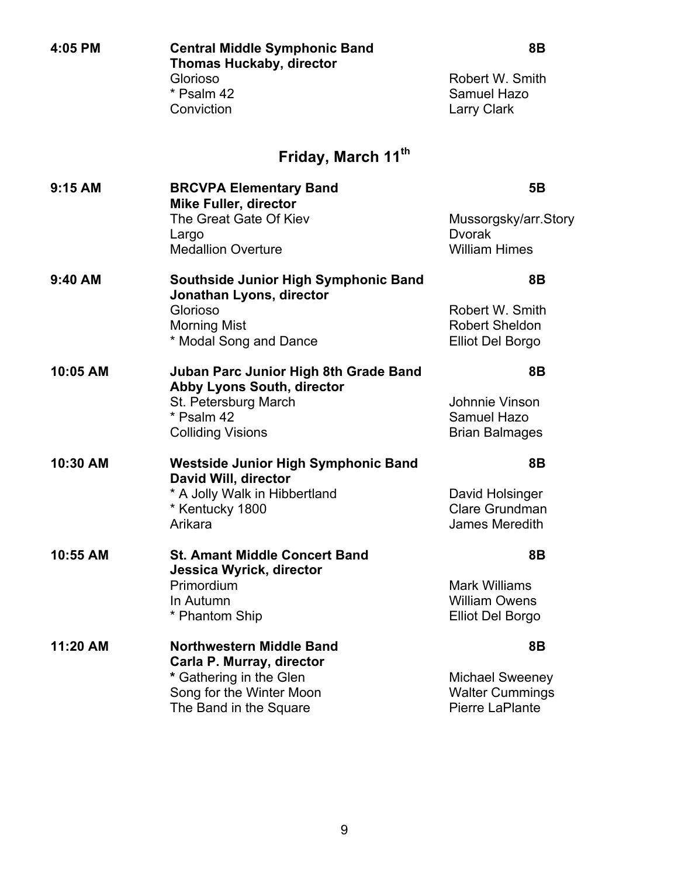**4:05 PM** **Central Middle Symphonic Band** **8B**
**Thomas Huckaby, director**
Glorioso — Robert W. Smith
* Psalm 42 — Samuel Hazo
Conviction — Larry Clark

## Friday, March 11th

**9:15 AM** **BRCVPA Elementary Band** **5B**
**Mike Fuller, director**
The Great Gate Of Kiev — Mussorgsky/arr.Story
Largo — Dvorak
Medallion Overture — William Himes

**9:40 AM** **Southside Junior High Symphonic Band** **8B**
**Jonathan Lyons, director**
Glorioso — Robert W. Smith
Morning Mist — Robert Sheldon
* Modal Song and Dance — Elliot Del Borgo

**10:05 AM** **Juban Parc Junior High 8th Grade Band** **8B**
**Abby Lyons South, director**
St. Petersburg March — Johnnie Vinson
* Psalm 42 — Samuel Hazo
Colliding Visions — Brian Balmages

**10:30 AM** **Westside Junior High Symphonic Band** **8B**
**David Will, director**
* A Jolly Walk in Hibbertland — David Holsinger
* Kentucky 1800 — Clare Grundman
Arikara — James Meredith

**10:55 AM** **St. Amant Middle Concert Band** **8B**
**Jessica Wyrick, director**
Primordium — Mark Williams
In Autumn — William Owens
* Phantom Ship — Elliot Del Borgo

**11:20 AM** **Northwestern Middle Band** **8B**
**Carla P. Murray, director**
* Gathering in the Glen — Michael Sweeney
Song for the Winter Moon — Walter Cummings
The Band in the Square — Pierre LaPlante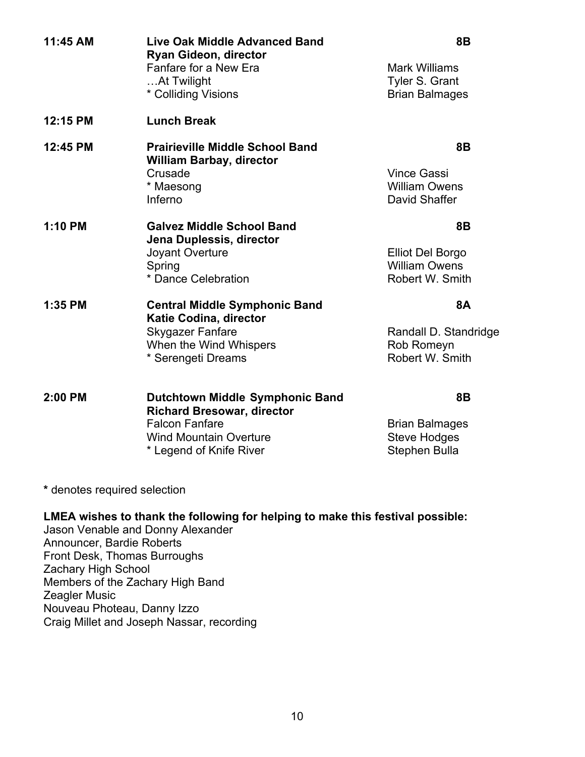| | | | |
|---|---|---|---|
| 11:45 AM | **Live Oak Middle Advanced Band** | | **8B** |
| | **Ryan Gideon, director** | | |
| | Fanfare for a New Era | Mark Williams | |
| | …At Twilight | Tyler S. Grant | |
| | * Colliding Visions | Brian Balmages | |
| 12:15 PM | **Lunch Break** | | |
| 12:45 PM | **Prairieville Middle School Band** | | **8B** |
| | **William Barbay, director** | | |
| | Crusade | Vince Gassi | |
| | * Maesong | William Owens | |
| | Inferno | David Shaffer | |
| 1:10 PM | **Galvez Middle School Band** | | **8B** |
| | **Jena Duplessis, director** | | |
| | Joyant Overture | Elliot Del Borgo | |
| | Spring | William Owens | |
| | * Dance Celebration | Robert W. Smith | |
| 1:35 PM | **Central Middle Symphonic Band** | | **8A** |
| | **Katie Codina, director** | | |
| | Skygazer Fanfare | Randall D. Standridge | |
| | When the Wind Whispers | Rob Romeyn | |
| | * Serengeti Dreams | Robert W. Smith | |
| 2:00 PM | **Dutchtown Middle Symphonic Band** | | **8B** |
| | **Richard Bresowar, director** | | |
| | Falcon Fanfare | Brian Balmages | |
| | Wind Mountain Overture | Steve Hodges | |
| | * Legend of Knife River | Stephen Bulla | |

**\*** denotes required selection

**LMEA wishes to thank the following for helping to make this festival possible:**

Jason Venable and Donny Alexander
Announcer, Bardie Roberts
Front Desk, Thomas Burroughs
Zachary High School
Members of the Zachary High Band
Zeagler Music
Nouveau Photeau, Danny Izzo
Craig Millet and Joseph Nassar, recording